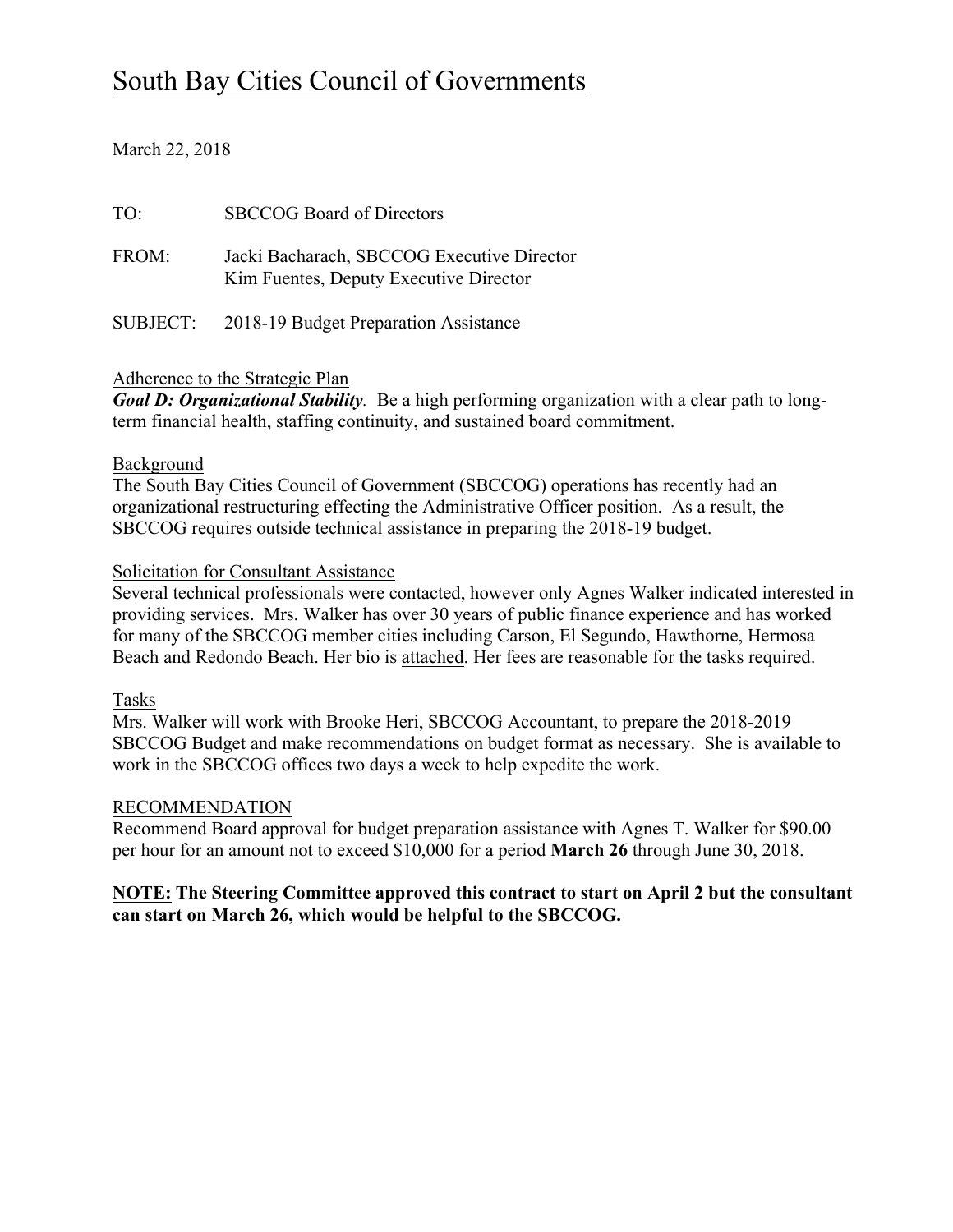# South Bay Cities Council of Governments

March 22, 2018

TO: SBCCOG Board of Directors

FROM: Jacki Bacharach, SBCCOG Executive Director
Kim Fuentes, Deputy Executive Director

SUBJECT: 2018-19 Budget Preparation Assistance

## Adherence to the Strategic Plan

***Goal D: Organizational Stability**.* Be a high performing organization with a clear path to long-term financial health, staffing continuity, and sustained board commitment.

## Background

The South Bay Cities Council of Government (SBCCOG) operations has recently had an organizational restructuring effecting the Administrative Officer position. As a result, the SBCCOG requires outside technical assistance in preparing the 2018-19 budget.

## Solicitation for Consultant Assistance

Several technical professionals were contacted, however only Agnes Walker indicated interested in providing services. Mrs. Walker has over 30 years of public finance experience and has worked for many of the SBCCOG member cities including Carson, El Segundo, Hawthorne, Hermosa Beach and Redondo Beach. Her bio is attached. Her fees are reasonable for the tasks required.

## Tasks

Mrs. Walker will work with Brooke Heri, SBCCOG Accountant, to prepare the 2018-2019 SBCCOG Budget and make recommendations on budget format as necessary. She is available to work in the SBCCOG offices two days a week to help expedite the work.

## RECOMMENDATION

Recommend Board approval for budget preparation assistance with Agnes T. Walker for $90.00 per hour for an amount not to exceed $10,000 for a period **March 26** through June 30, 2018.

**NOTE: The Steering Committee approved this contract to start on April 2 but the consultant can start on March 26, which would be helpful to the SBCCOG.**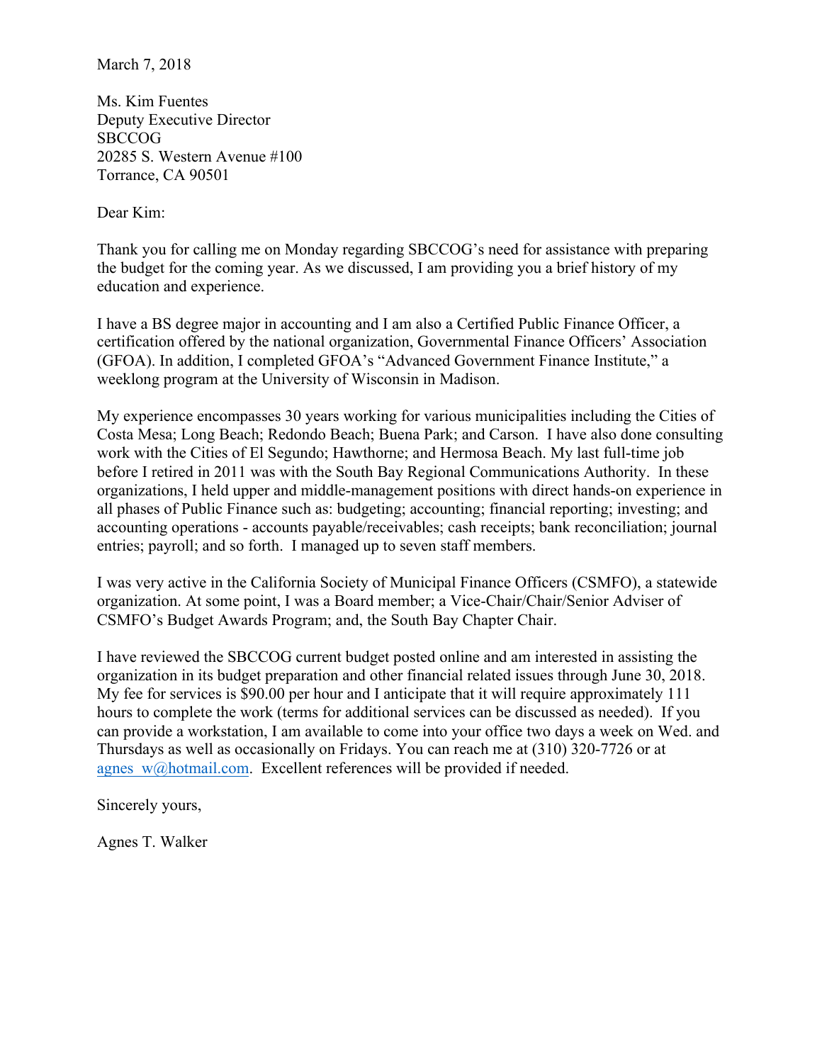March 7, 2018

Ms. Kim Fuentes
Deputy Executive Director
SBCCOG
20285 S. Western Avenue #100
Torrance, CA 90501

Dear Kim:

Thank you for calling me on Monday regarding SBCCOG's need for assistance with preparing the budget for the coming year. As we discussed, I am providing you a brief history of my education and experience.

I have a BS degree major in accounting and I am also a Certified Public Finance Officer, a certification offered by the national organization, Governmental Finance Officers' Association (GFOA). In addition, I completed GFOA's "Advanced Government Finance Institute," a weeklong program at the University of Wisconsin in Madison.

My experience encompasses 30 years working for various municipalities including the Cities of Costa Mesa; Long Beach; Redondo Beach; Buena Park; and Carson. I have also done consulting work with the Cities of El Segundo; Hawthorne; and Hermosa Beach. My last full-time job before I retired in 2011 was with the South Bay Regional Communications Authority. In these organizations, I held upper and middle-management positions with direct hands-on experience in all phases of Public Finance such as: budgeting; accounting; financial reporting; investing; and accounting operations - accounts payable/receivables; cash receipts; bank reconciliation; journal entries; payroll; and so forth. I managed up to seven staff members.

I was very active in the California Society of Municipal Finance Officers (CSMFO), a statewide organization. At some point, I was a Board member; a Vice-Chair/Chair/Senior Adviser of CSMFO's Budget Awards Program; and, the South Bay Chapter Chair.

I have reviewed the SBCCOG current budget posted online and am interested in assisting the organization in its budget preparation and other financial related issues through June 30, 2018. My fee for services is $90.00 per hour and I anticipate that it will require approximately 111 hours to complete the work (terms for additional services can be discussed as needed). If you can provide a workstation, I am available to come into your office two days a week on Wed. and Thursdays as well as occasionally on Fridays. You can reach me at (310) 320-7726 or at agnes_w@hotmail.com. Excellent references will be provided if needed.

Sincerely yours,

Agnes T. Walker